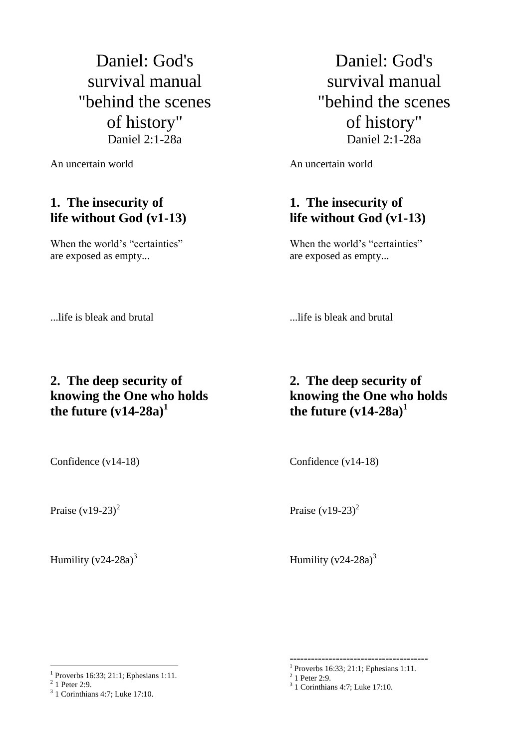# Daniel: God's survival manual "behind the scenes of history"

Daniel 2:1-28a

An uncertain world

## 1. The insecurity of life without God (v1-13)

When the world's "certainties" are exposed as empty...

...life is bleak and brutal

## 2. The deep security of knowing the One who holds the future (v14-28a)[1]

Confidence (v14-18)

Praise (v19-23)[2]

Humility (v24-28a)[3]

[1] Proverbs 16:33; 21:1; Ephesians 1:11.

[2] 1 Peter 2:9.

[3] 1 Corinthians 4:7; Luke 17:10.

# Daniel: God's survival manual "behind the scenes of history"

Daniel 2:1-28a

An uncertain world

## 1. The insecurity of life without God (v1-13)

When the world's "certainties" are exposed as empty...

...life is bleak and brutal

## 2. The deep security of knowing the One who holds the future (v14-28a)[1]

Confidence (v14-18)

Praise (v19-23)[2]

Humility (v24-28a)[3]

[1] Proverbs 16:33; 21:1; Ephesians 1:11.

[2] 1 Peter 2:9.

[3] 1 Corinthians 4:7; Luke 17:10.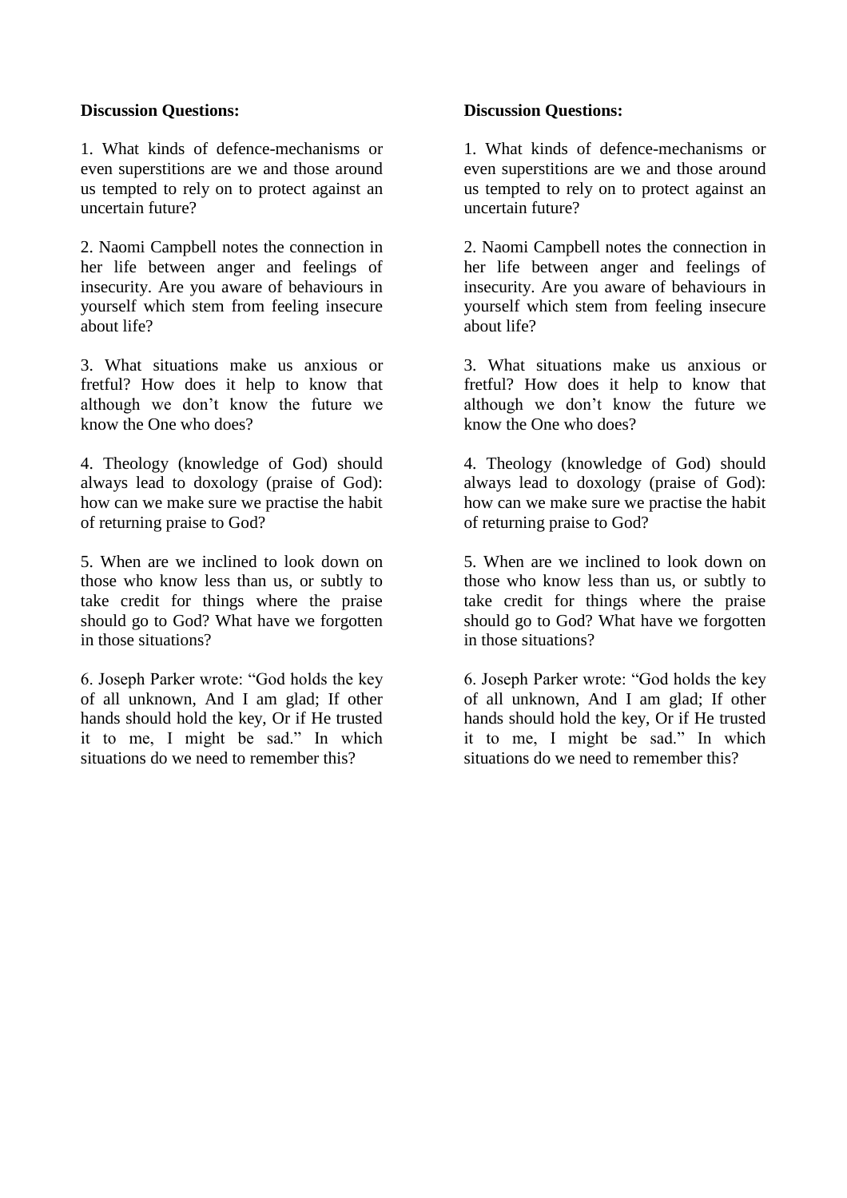**Discussion Questions:**

1. What kinds of defence-mechanisms or even superstitions are we and those around us tempted to rely on to protect against an uncertain future?

2. Naomi Campbell notes the connection in her life between anger and feelings of insecurity. Are you aware of behaviours in yourself which stem from feeling insecure about life?

3. What situations make us anxious or fretful? How does it help to know that although we don't know the future we know the One who does?

4. Theology (knowledge of God) should always lead to doxology (praise of God): how can we make sure we practise the habit of returning praise to God?

5. When are we inclined to look down on those who know less than us, or subtly to take credit for things where the praise should go to God? What have we forgotten in those situations?

6. Joseph Parker wrote: "God holds the key of all unknown, And I am glad; If other hands should hold the key, Or if He trusted it to me, I might be sad." In which situations do we need to remember this?

**Discussion Questions:**

1. What kinds of defence-mechanisms or even superstitions are we and those around us tempted to rely on to protect against an uncertain future?

2. Naomi Campbell notes the connection in her life between anger and feelings of insecurity. Are you aware of behaviours in yourself which stem from feeling insecure about life?

3. What situations make us anxious or fretful? How does it help to know that although we don't know the future we know the One who does?

4. Theology (knowledge of God) should always lead to doxology (praise of God): how can we make sure we practise the habit of returning praise to God?

5. When are we inclined to look down on those who know less than us, or subtly to take credit for things where the praise should go to God? What have we forgotten in those situations?

6. Joseph Parker wrote: "God holds the key of all unknown, And I am glad; If other hands should hold the key, Or if He trusted it to me, I might be sad." In which situations do we need to remember this?